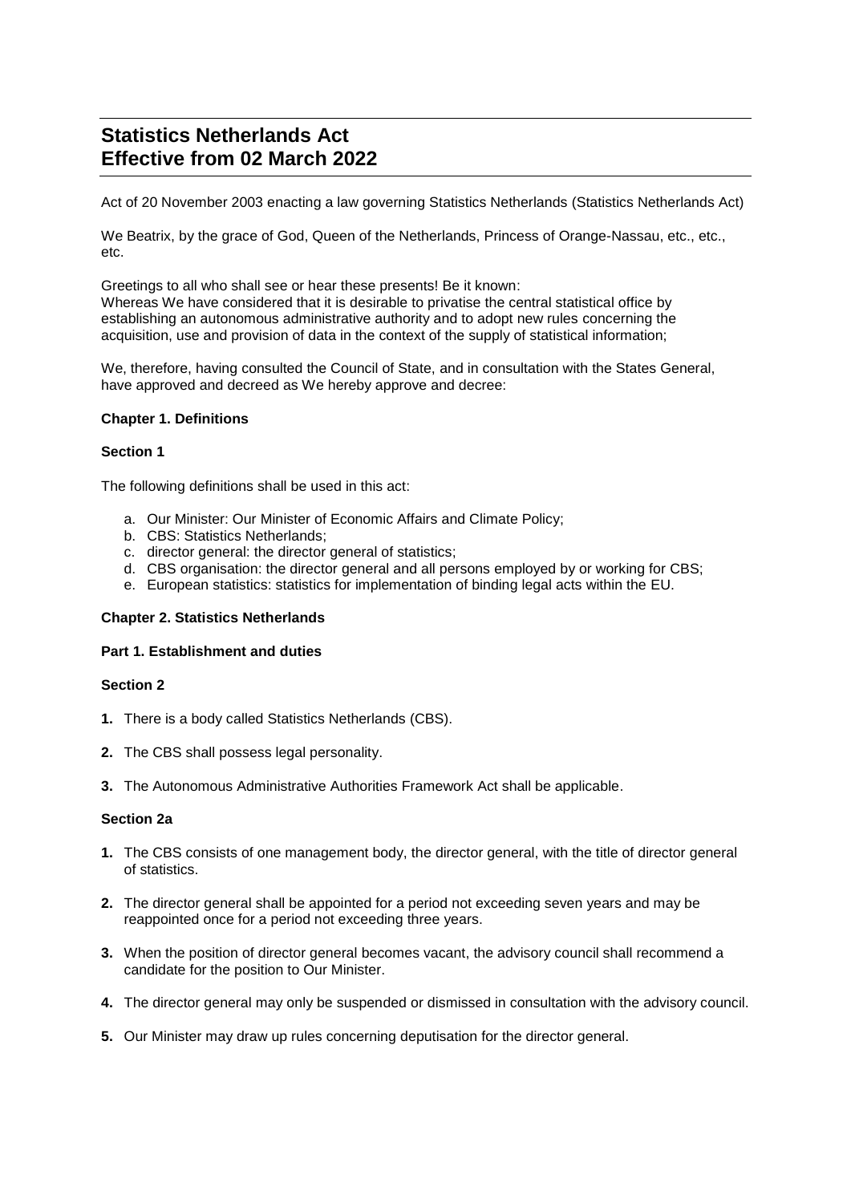# Statistics Netherlands Act
# Effective from 02 March 2022

Act of 20 November 2003 enacting a law governing Statistics Netherlands (Statistics Netherlands Act)

We Beatrix, by the grace of God, Queen of the Netherlands, Princess of Orange-Nassau, etc., etc., etc.

Greetings to all who shall see or hear these presents! Be it known:
Whereas We have considered that it is desirable to privatise the central statistical office by establishing an autonomous administrative authority and to adopt new rules concerning the acquisition, use and provision of data in the context of the supply of statistical information;

We, therefore, having consulted the Council of State, and in consultation with the States General, have approved and decreed as We hereby approve and decree:

**Chapter 1. Definitions**

**Section 1**

The following definitions shall be used in this act:

a. Our Minister: Our Minister of Economic Affairs and Climate Policy;
b. CBS: Statistics Netherlands;
c. director general: the director general of statistics;
d. CBS organisation: the director general and all persons employed by or working for CBS;
e. European statistics: statistics for implementation of binding legal acts within the EU.

**Chapter 2. Statistics Netherlands**

**Part 1. Establishment and duties**

**Section 2**

**1.** There is a body called Statistics Netherlands (CBS).

**2.** The CBS shall possess legal personality.

**3.** The Autonomous Administrative Authorities Framework Act shall be applicable.

**Section 2a**

**1.** The CBS consists of one management body, the director general, with the title of director general of statistics.

**2.** The director general shall be appointed for a period not exceeding seven years and may be reappointed once for a period not exceeding three years.

**3.** When the position of director general becomes vacant, the advisory council shall recommend a candidate for the position to Our Minister.

**4.** The director general may only be suspended or dismissed in consultation with the advisory council.

**5.** Our Minister may draw up rules concerning deputisation for the director general.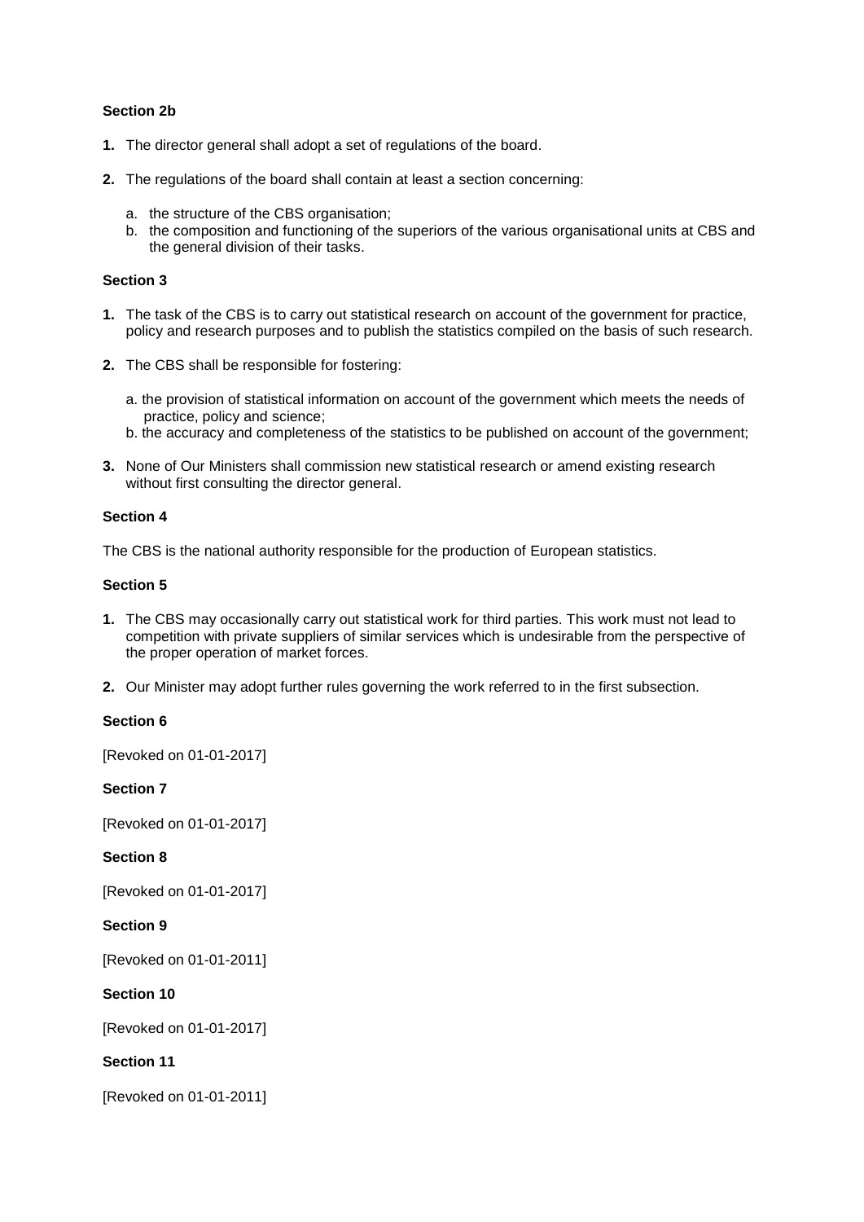**Section 2b**

1. The director general shall adopt a set of regulations of the board.

2. The regulations of the board shall contain at least a section concerning:

   a. the structure of the CBS organisation;
   b. the composition and functioning of the superiors of the various organisational units at CBS and the general division of their tasks.

**Section 3**

1. The task of the CBS is to carry out statistical research on account of the government for practice, policy and research purposes and to publish the statistics compiled on the basis of such research.

2. The CBS shall be responsible for fostering:

   a. the provision of statistical information on account of the government which meets the needs of practice, policy and science;
   b. the accuracy and completeness of the statistics to be published on account of the government;

3. None of Our Ministers shall commission new statistical research or amend existing research without first consulting the director general.

**Section 4**

The CBS is the national authority responsible for the production of European statistics.

**Section 5**

1. The CBS may occasionally carry out statistical work for third parties. This work must not lead to competition with private suppliers of similar services which is undesirable from the perspective of the proper operation of market forces.

2. Our Minister may adopt further rules governing the work referred to in the first subsection.

**Section 6**

[Revoked on 01-01-2017]

**Section 7**

[Revoked on 01-01-2017]

**Section 8**

[Revoked on 01-01-2017]

**Section 9**

[Revoked on 01-01-2011]

**Section 10**

[Revoked on 01-01-2017]

**Section 11**

[Revoked on 01-01-2011]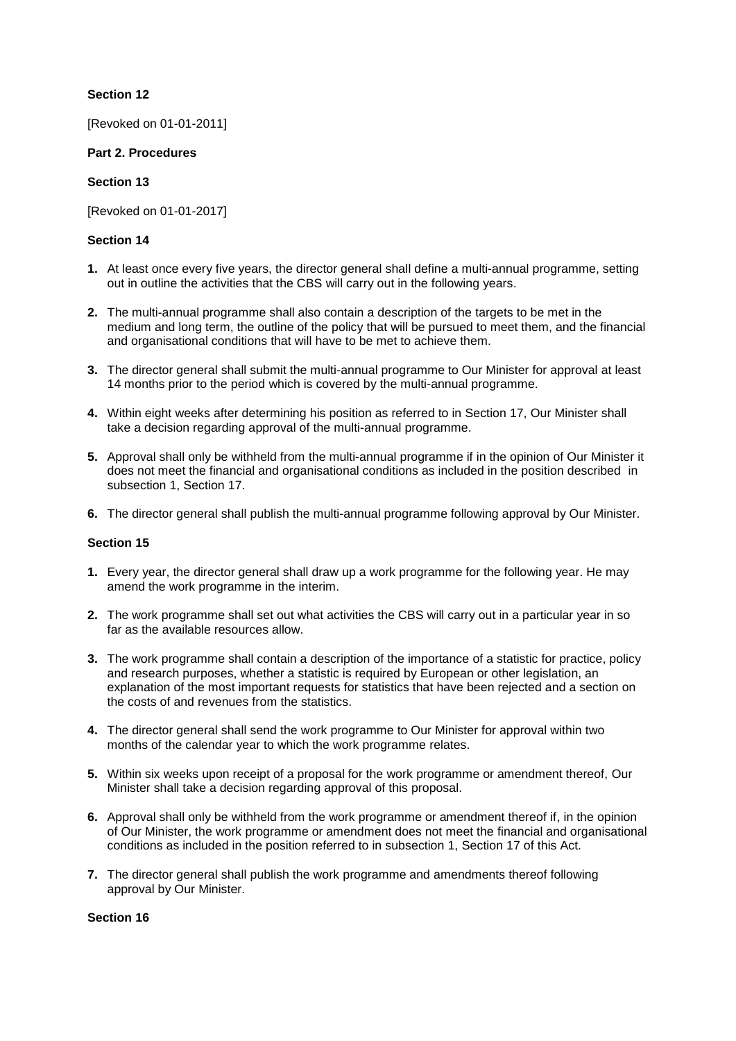**Section 12**

[Revoked on 01-01-2011]

**Part 2. Procedures**

**Section 13**

[Revoked on 01-01-2017]

**Section 14**

1. At least once every five years, the director general shall define a multi-annual programme, setting out in outline the activities that the CBS will carry out in the following years.
2. The multi-annual programme shall also contain a description of the targets to be met in the medium and long term, the outline of the policy that will be pursued to meet them, and the financial and organisational conditions that will have to be met to achieve them.
3. The director general shall submit the multi-annual programme to Our Minister for approval at least 14 months prior to the period which is covered by the multi-annual programme.
4. Within eight weeks after determining his position as referred to in Section 17, Our Minister shall take a decision regarding approval of the multi-annual programme.
5. Approval shall only be withheld from the multi-annual programme if in the opinion of Our Minister it does not meet the financial and organisational conditions as included in the position described in subsection 1, Section 17.
6. The director general shall publish the multi-annual programme following approval by Our Minister.

**Section 15**

1. Every year, the director general shall draw up a work programme for the following year. He may amend the work programme in the interim.
2. The work programme shall set out what activities the CBS will carry out in a particular year in so far as the available resources allow.
3. The work programme shall contain a description of the importance of a statistic for practice, policy and research purposes, whether a statistic is required by European or other legislation, an explanation of the most important requests for statistics that have been rejected and a section on the costs of and revenues from the statistics.
4. The director general shall send the work programme to Our Minister for approval within two months of the calendar year to which the work programme relates.
5. Within six weeks upon receipt of a proposal for the work programme or amendment thereof, Our Minister shall take a decision regarding approval of this proposal.
6. Approval shall only be withheld from the work programme or amendment thereof if, in the opinion of Our Minister, the work programme or amendment does not meet the financial and organisational conditions as included in the position referred to in subsection 1, Section 17 of this Act.
7. The director general shall publish the work programme and amendments thereof following approval by Our Minister.

**Section 16**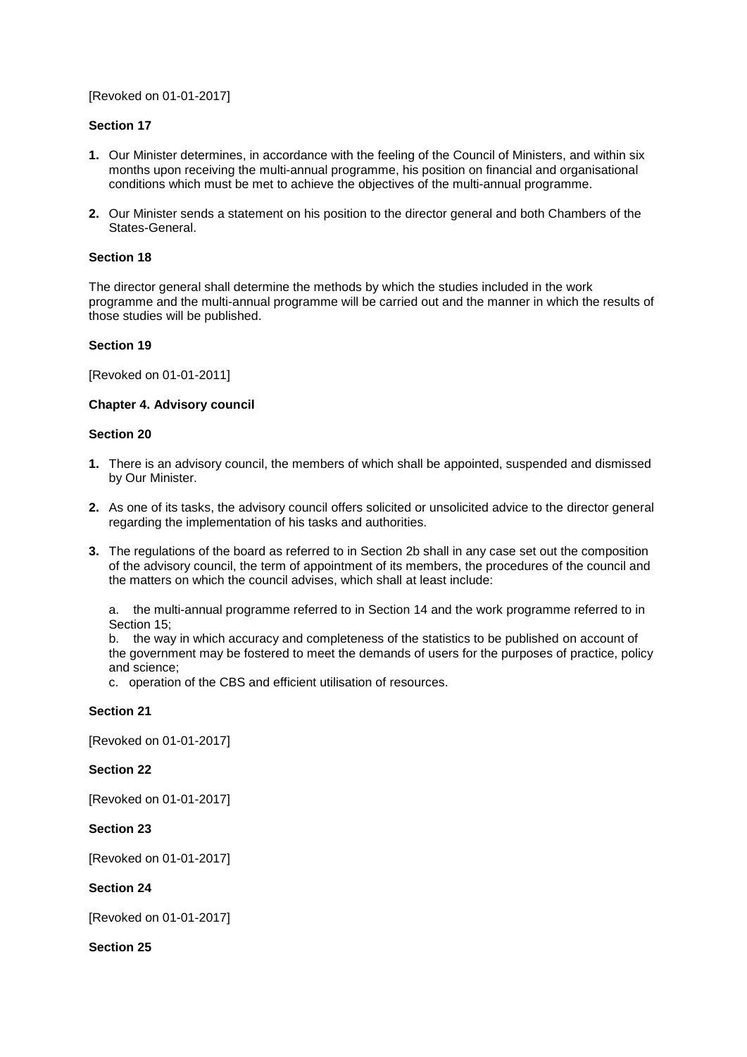[Revoked on 01-01-2017]

**Section 17**

1. Our Minister determines, in accordance with the feeling of the Council of Ministers, and within six months upon receiving the multi-annual programme, his position on financial and organisational conditions which must be met to achieve the objectives of the multi-annual programme.
2. Our Minister sends a statement on his position to the director general and both Chambers of the States-General.

**Section 18**

The director general shall determine the methods by which the studies included in the work programme and the multi-annual programme will be carried out and the manner in which the results of those studies will be published.

**Section 19**

[Revoked on 01-01-2011]

**Chapter 4. Advisory council**

**Section 20**

1. There is an advisory council, the members of which shall be appointed, suspended and dismissed by Our Minister.
2. As one of its tasks, the advisory council offers solicited or unsolicited advice to the director general regarding the implementation of his tasks and authorities.
3. The regulations of the board as referred to in Section 2b shall in any case set out the composition of the advisory council, the term of appointment of its members, the procedures of the council and the matters on which the council advises, which shall at least include:

   a. the multi-annual programme referred to in Section 14 and the work programme referred to in Section 15;
   b. the way in which accuracy and completeness of the statistics to be published on account of the government may be fostered to meet the demands of users for the purposes of practice, policy and science;
   c. operation of the CBS and efficient utilisation of resources.

**Section 21**

[Revoked on 01-01-2017]

**Section 22**

[Revoked on 01-01-2017]

**Section 23**

[Revoked on 01-01-2017]

**Section 24**

[Revoked on 01-01-2017]

**Section 25**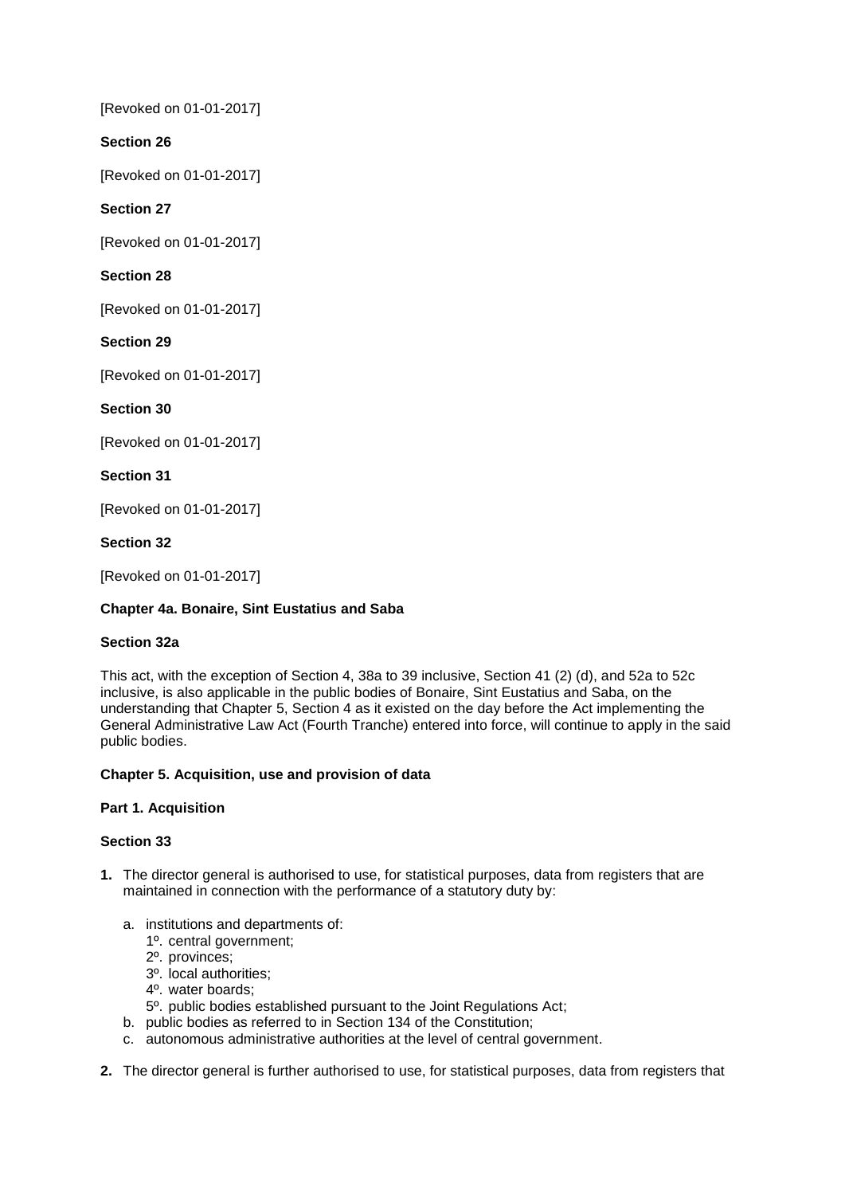[Revoked on 01-01-2017]

### Section 26

[Revoked on 01-01-2017]

### Section 27

[Revoked on 01-01-2017]

### Section 28

[Revoked on 01-01-2017]

### Section 29

[Revoked on 01-01-2017]

### Section 30

[Revoked on 01-01-2017]

### Section 31

[Revoked on 01-01-2017]

### Section 32

[Revoked on 01-01-2017]

## Chapter 4a. Bonaire, Sint Eustatius and Saba

### Section 32a

This act, with the exception of Section 4, 38a to 39 inclusive, Section 41 (2) (d), and 52a to 52c inclusive, is also applicable in the public bodies of Bonaire, Sint Eustatius and Saba, on the understanding that Chapter 5, Section 4 as it existed on the day before the Act implementing the General Administrative Law Act (Fourth Tranche) entered into force, will continue to apply in the said public bodies.

## Chapter 5. Acquisition, use and provision of data

### Part 1. Acquisition

### Section 33

1. The director general is authorised to use, for statistical purposes, data from registers that are maintained in connection with the performance of a statutory duty by:
   a. institutions and departments of:
      1º. central government;
      2º. provinces;
      3º. local authorities;
      4º. water boards;
      5º. public bodies established pursuant to the Joint Regulations Act;
   b. public bodies as referred to in Section 134 of the Constitution;
   c. autonomous administrative authorities at the level of central government.
2. The director general is further authorised to use, for statistical purposes, data from registers that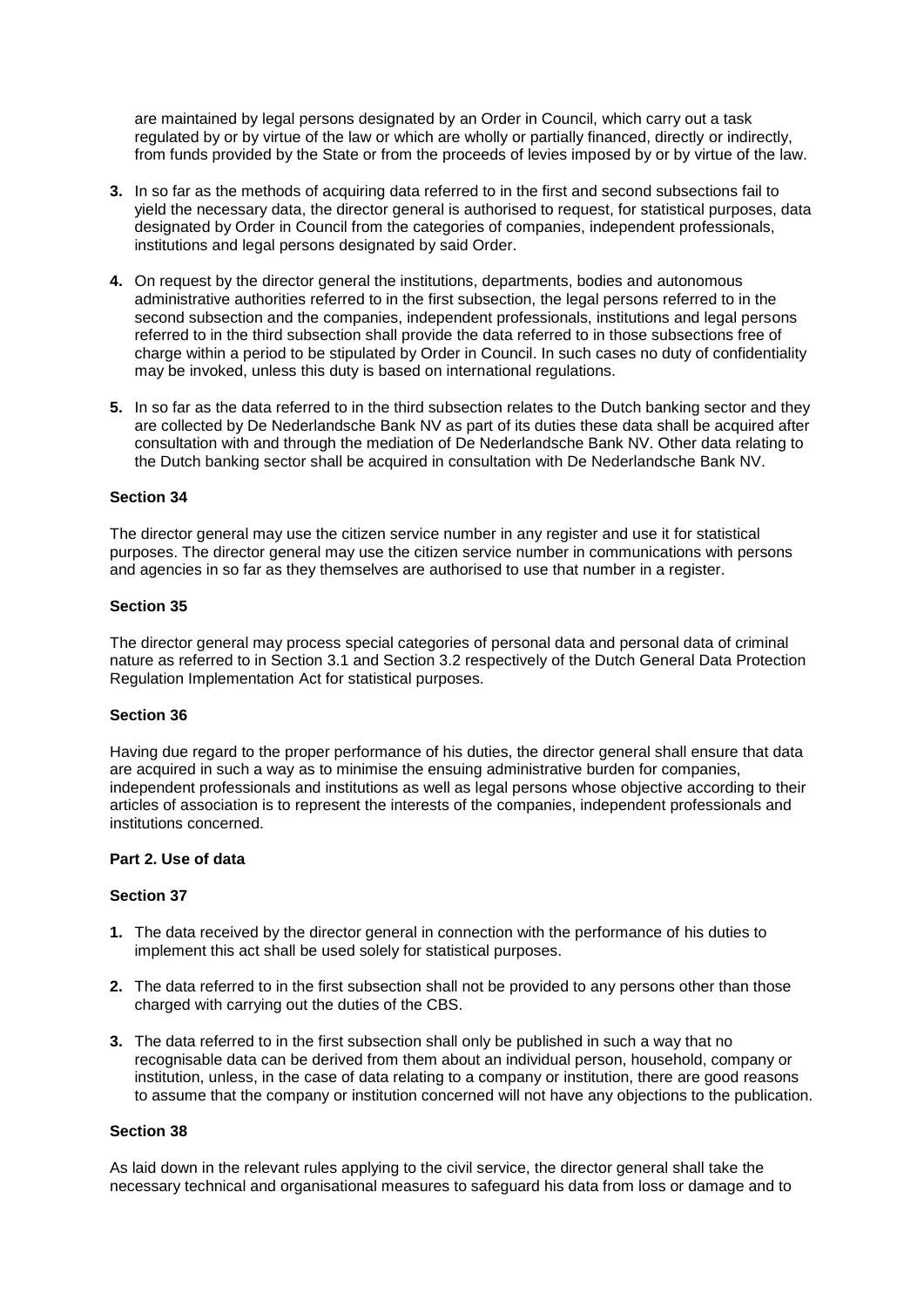are maintained by legal persons designated by an Order in Council, which carry out a task regulated by or by virtue of the law or which are wholly or partially financed, directly or indirectly, from funds provided by the State or from the proceeds of levies imposed by or by virtue of the law.

**3.** In so far as the methods of acquiring data referred to in the first and second subsections fail to yield the necessary data, the director general is authorised to request, for statistical purposes, data designated by Order in Council from the categories of companies, independent professionals, institutions and legal persons designated by said Order.

**4.** On request by the director general the institutions, departments, bodies and autonomous administrative authorities referred to in the first subsection, the legal persons referred to in the second subsection and the companies, independent professionals, institutions and legal persons referred to in the third subsection shall provide the data referred to in those subsections free of charge within a period to be stipulated by Order in Council. In such cases no duty of confidentiality may be invoked, unless this duty is based on international regulations.

**5.** In so far as the data referred to in the third subsection relates to the Dutch banking sector and they are collected by De Nederlandsche Bank NV as part of its duties these data shall be acquired after consultation with and through the mediation of De Nederlandsche Bank NV. Other data relating to the Dutch banking sector shall be acquired in consultation with De Nederlandsche Bank NV.

**Section 34**

The director general may use the citizen service number in any register and use it for statistical purposes. The director general may use the citizen service number in communications with persons and agencies in so far as they themselves are authorised to use that number in a register.

**Section 35**

The director general may process special categories of personal data and personal data of criminal nature as referred to in Section 3.1 and Section 3.2 respectively of the Dutch General Data Protection Regulation Implementation Act for statistical purposes.

**Section 36**

Having due regard to the proper performance of his duties, the director general shall ensure that data are acquired in such a way as to minimise the ensuing administrative burden for companies, independent professionals and institutions as well as legal persons whose objective according to their articles of association is to represent the interests of the companies, independent professionals and institutions concerned.

**Part 2. Use of data**

**Section 37**

**1.** The data received by the director general in connection with the performance of his duties to implement this act shall be used solely for statistical purposes.

**2.** The data referred to in the first subsection shall not be provided to any persons other than those charged with carrying out the duties of the CBS.

**3.** The data referred to in the first subsection shall only be published in such a way that no recognisable data can be derived from them about an individual person, household, company or institution, unless, in the case of data relating to a company or institution, there are good reasons to assume that the company or institution concerned will not have any objections to the publication.

**Section 38**

As laid down in the relevant rules applying to the civil service, the director general shall take the necessary technical and organisational measures to safeguard his data from loss or damage and to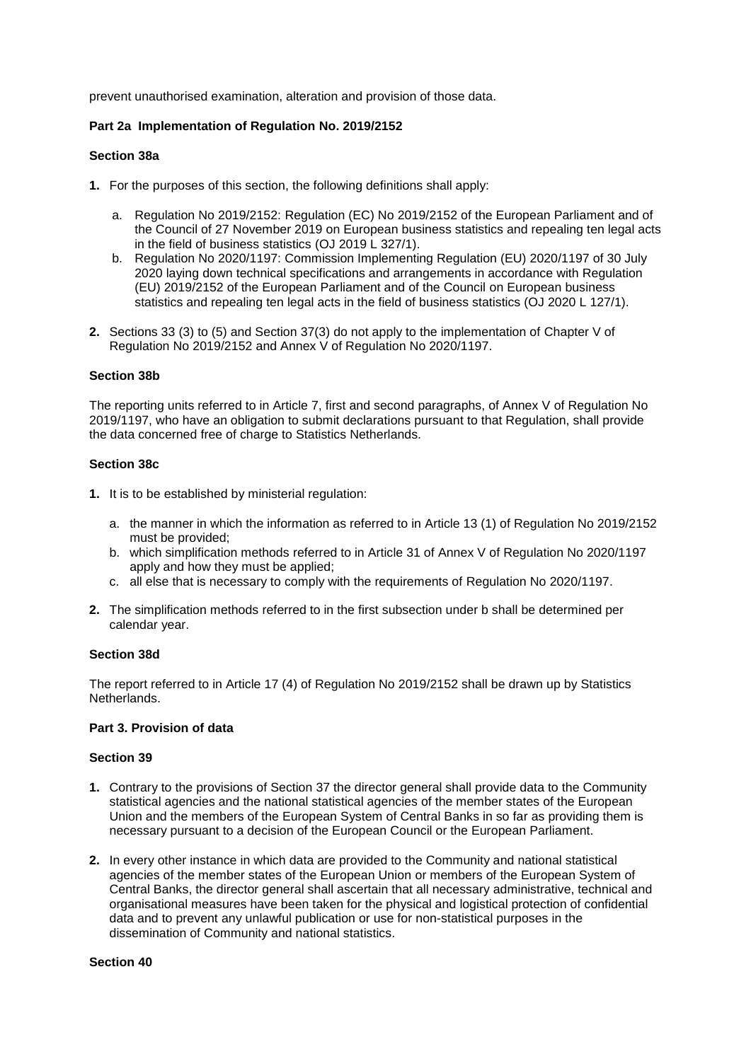prevent unauthorised examination, alteration and provision of those data.

### Part 2a Implementation of Regulation No. 2019/2152

#### Section 38a

1. For the purposes of this section, the following definitions shall apply:

    a. Regulation No 2019/2152: Regulation (EC) No 2019/2152 of the European Parliament and of the Council of 27 November 2019 on European business statistics and repealing ten legal acts in the field of business statistics (OJ 2019 L 327/1).
    b. Regulation No 2020/1197: Commission Implementing Regulation (EU) 2020/1197 of 30 July 2020 laying down technical specifications and arrangements in accordance with Regulation (EU) 2019/2152 of the European Parliament and of the Council on European business statistics and repealing ten legal acts in the field of business statistics (OJ 2020 L 127/1).

2. Sections 33 (3) to (5) and Section 37(3) do not apply to the implementation of Chapter V of Regulation No 2019/2152 and Annex V of Regulation No 2020/1197.

#### Section 38b

The reporting units referred to in Article 7, first and second paragraphs, of Annex V of Regulation No 2019/1197, who have an obligation to submit declarations pursuant to that Regulation, shall provide the data concerned free of charge to Statistics Netherlands.

#### Section 38c

1. It is to be established by ministerial regulation:

    a. the manner in which the information as referred to in Article 13 (1) of Regulation No 2019/2152 must be provided;
    b. which simplification methods referred to in Article 31 of Annex V of Regulation No 2020/1197 apply and how they must be applied;
    c. all else that is necessary to comply with the requirements of Regulation No 2020/1197.

2. The simplification methods referred to in the first subsection under b shall be determined per calendar year.

#### Section 38d

The report referred to in Article 17 (4) of Regulation No 2019/2152 shall be drawn up by Statistics Netherlands.

### Part 3. Provision of data

#### Section 39

1. Contrary to the provisions of Section 37 the director general shall provide data to the Community statistical agencies and the national statistical agencies of the member states of the European Union and the members of the European System of Central Banks in so far as providing them is necessary pursuant to a decision of the European Council or the European Parliament.

2. In every other instance in which data are provided to the Community and national statistical agencies of the member states of the European Union or members of the European System of Central Banks, the director general shall ascertain that all necessary administrative, technical and organisational measures have been taken for the physical and logistical protection of confidential data and to prevent any unlawful publication or use for non-statistical purposes in the dissemination of Community and national statistics.

#### Section 40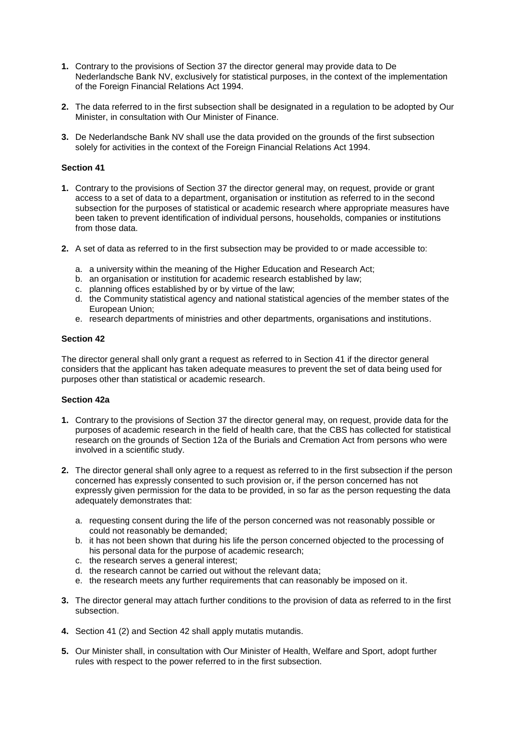1. Contrary to the provisions of Section 37 the director general may provide data to De Nederlandsche Bank NV, exclusively for statistical purposes, in the context of the implementation of the Foreign Financial Relations Act 1994.

2. The data referred to in the first subsection shall be designated in a regulation to be adopted by Our Minister, in consultation with Our Minister of Finance.

3. De Nederlandsche Bank NV shall use the data provided on the grounds of the first subsection solely for activities in the context of the Foreign Financial Relations Act 1994.

**Section 41**

1. Contrary to the provisions of Section 37 the director general may, on request, provide or grant access to a set of data to a department, organisation or institution as referred to in the second subsection for the purposes of statistical or academic research where appropriate measures have been taken to prevent identification of individual persons, households, companies or institutions from those data.

2. A set of data as referred to in the first subsection may be provided to or made accessible to:

   a. a university within the meaning of the Higher Education and Research Act;
   b. an organisation or institution for academic research established by law;
   c. planning offices established by or by virtue of the law;
   d. the Community statistical agency and national statistical agencies of the member states of the European Union;
   e. research departments of ministries and other departments, organisations and institutions.

**Section 42**

The director general shall only grant a request as referred to in Section 41 if the director general considers that the applicant has taken adequate measures to prevent the set of data being used for purposes other than statistical or academic research.

**Section 42a**

1. Contrary to the provisions of Section 37 the director general may, on request, provide data for the purposes of academic research in the field of health care, that the CBS has collected for statistical research on the grounds of Section 12a of the Burials and Cremation Act from persons who were involved in a scientific study.

2. The director general shall only agree to a request as referred to in the first subsection if the person concerned has expressly consented to such provision or, if the person concerned has not expressly given permission for the data to be provided, in so far as the person requesting the data adequately demonstrates that:

   a. requesting consent during the life of the person concerned was not reasonably possible or could not reasonably be demanded;
   b. it has not been shown that during his life the person concerned objected to the processing of his personal data for the purpose of academic research;
   c. the research serves a general interest;
   d. the research cannot be carried out without the relevant data;
   e. the research meets any further requirements that can reasonably be imposed on it.

3. The director general may attach further conditions to the provision of data as referred to in the first subsection.

4. Section 41 (2) and Section 42 shall apply mutatis mutandis.

5. Our Minister shall, in consultation with Our Minister of Health, Welfare and Sport, adopt further rules with respect to the power referred to in the first subsection.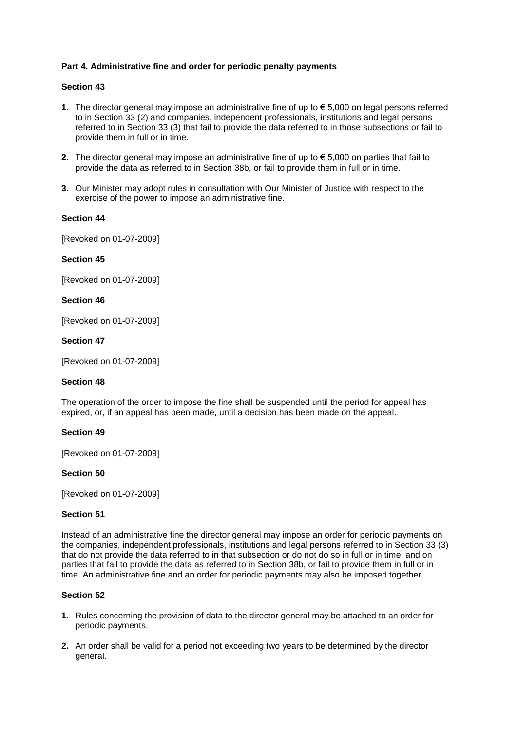**Part 4. Administrative fine and order for periodic penalty payments**

**Section 43**

1. The director general may impose an administrative fine of up to € 5,000 on legal persons referred to in Section 33 (2) and companies, independent professionals, institutions and legal persons referred to in Section 33 (3) that fail to provide the data referred to in those subsections or fail to provide them in full or in time.

2. The director general may impose an administrative fine of up to € 5,000 on parties that fail to provide the data as referred to in Section 38b, or fail to provide them in full or in time.

3. Our Minister may adopt rules in consultation with Our Minister of Justice with respect to the exercise of the power to impose an administrative fine.

**Section 44**

[Revoked on 01-07-2009]

**Section 45**

[Revoked on 01-07-2009]

**Section 46**

[Revoked on 01-07-2009]

**Section 47**

[Revoked on 01-07-2009]

**Section 48**

The operation of the order to impose the fine shall be suspended until the period for appeal has expired, or, if an appeal has been made, until a decision has been made on the appeal.

**Section 49**

[Revoked on 01-07-2009]

**Section 50**

[Revoked on 01-07-2009]

**Section 51**

Instead of an administrative fine the director general may impose an order for periodic payments on the companies, independent professionals, institutions and legal persons referred to in Section 33 (3) that do not provide the data referred to in that subsection or do not do so in full or in time, and on parties that fail to provide the data as referred to in Section 38b, or fail to provide them in full or in time. An administrative fine and an order for periodic payments may also be imposed together.

**Section 52**

1. Rules concerning the provision of data to the director general may be attached to an order for periodic payments.

2. An order shall be valid for a period not exceeding two years to be determined by the director general.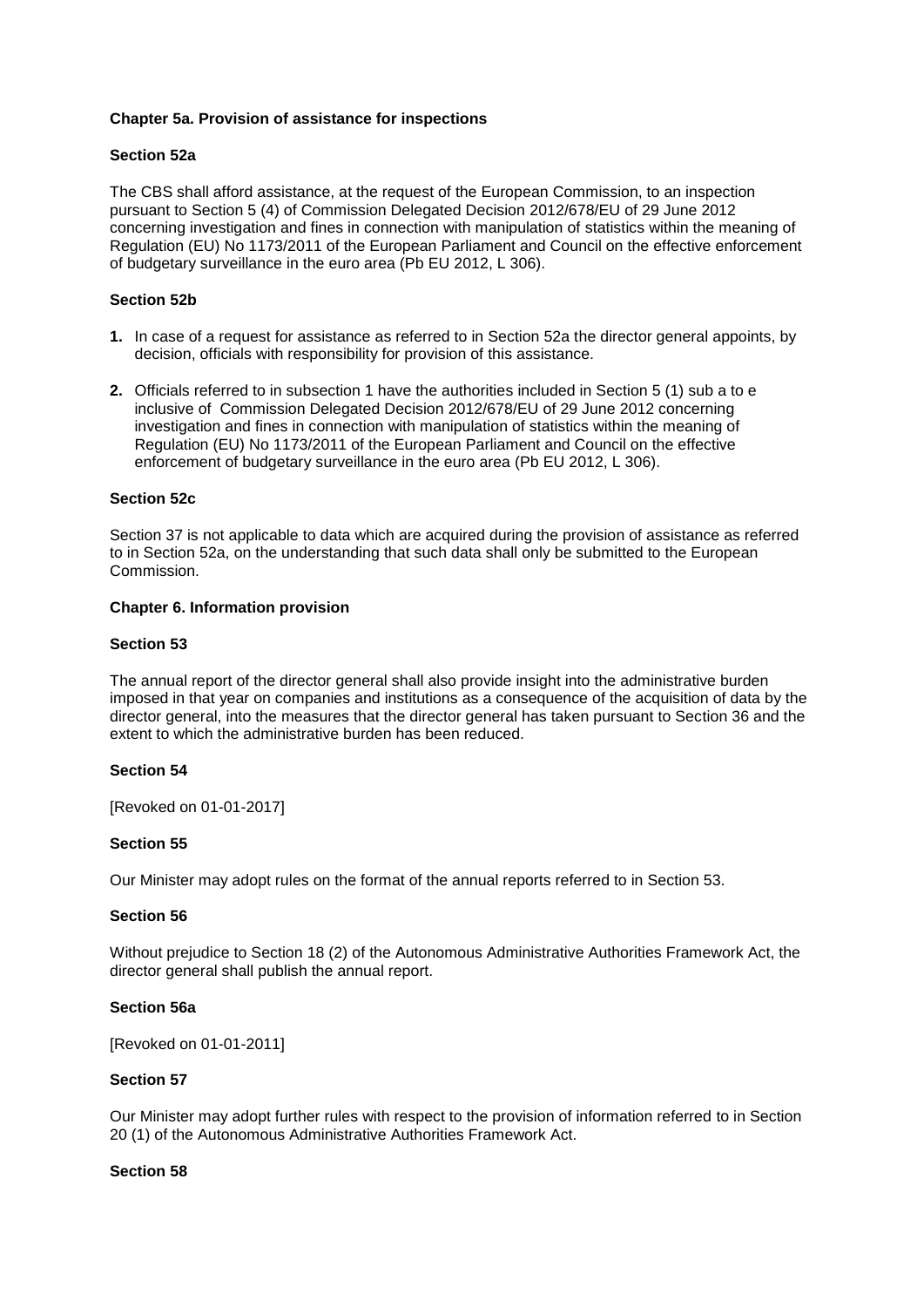**Chapter 5a. Provision of assistance for inspections**

**Section 52a**

The CBS shall afford assistance, at the request of the European Commission, to an inspection pursuant to Section 5 (4) of Commission Delegated Decision 2012/678/EU of 29 June 2012 concerning investigation and fines in connection with manipulation of statistics within the meaning of Regulation (EU) No 1173/2011 of the European Parliament and Council on the effective enforcement of budgetary surveillance in the euro area (Pb EU 2012, L 306).

**Section 52b**

1. In case of a request for assistance as referred to in Section 52a the director general appoints, by decision, officials with responsibility for provision of this assistance.
2. Officials referred to in subsection 1 have the authorities included in Section 5 (1) sub a to e inclusive of Commission Delegated Decision 2012/678/EU of 29 June 2012 concerning investigation and fines in connection with manipulation of statistics within the meaning of Regulation (EU) No 1173/2011 of the European Parliament and Council on the effective enforcement of budgetary surveillance in the euro area (Pb EU 2012, L 306).

**Section 52c**

Section 37 is not applicable to data which are acquired during the provision of assistance as referred to in Section 52a, on the understanding that such data shall only be submitted to the European Commission.

**Chapter 6. Information provision**

**Section 53**

The annual report of the director general shall also provide insight into the administrative burden imposed in that year on companies and institutions as a consequence of the acquisition of data by the director general, into the measures that the director general has taken pursuant to Section 36 and the extent to which the administrative burden has been reduced.

**Section 54**

[Revoked on 01-01-2017]

**Section 55**

Our Minister may adopt rules on the format of the annual reports referred to in Section 53.

**Section 56**

Without prejudice to Section 18 (2) of the Autonomous Administrative Authorities Framework Act, the director general shall publish the annual report.

**Section 56a**

[Revoked on 01-01-2011]

**Section 57**

Our Minister may adopt further rules with respect to the provision of information referred to in Section 20 (1) of the Autonomous Administrative Authorities Framework Act.

**Section 58**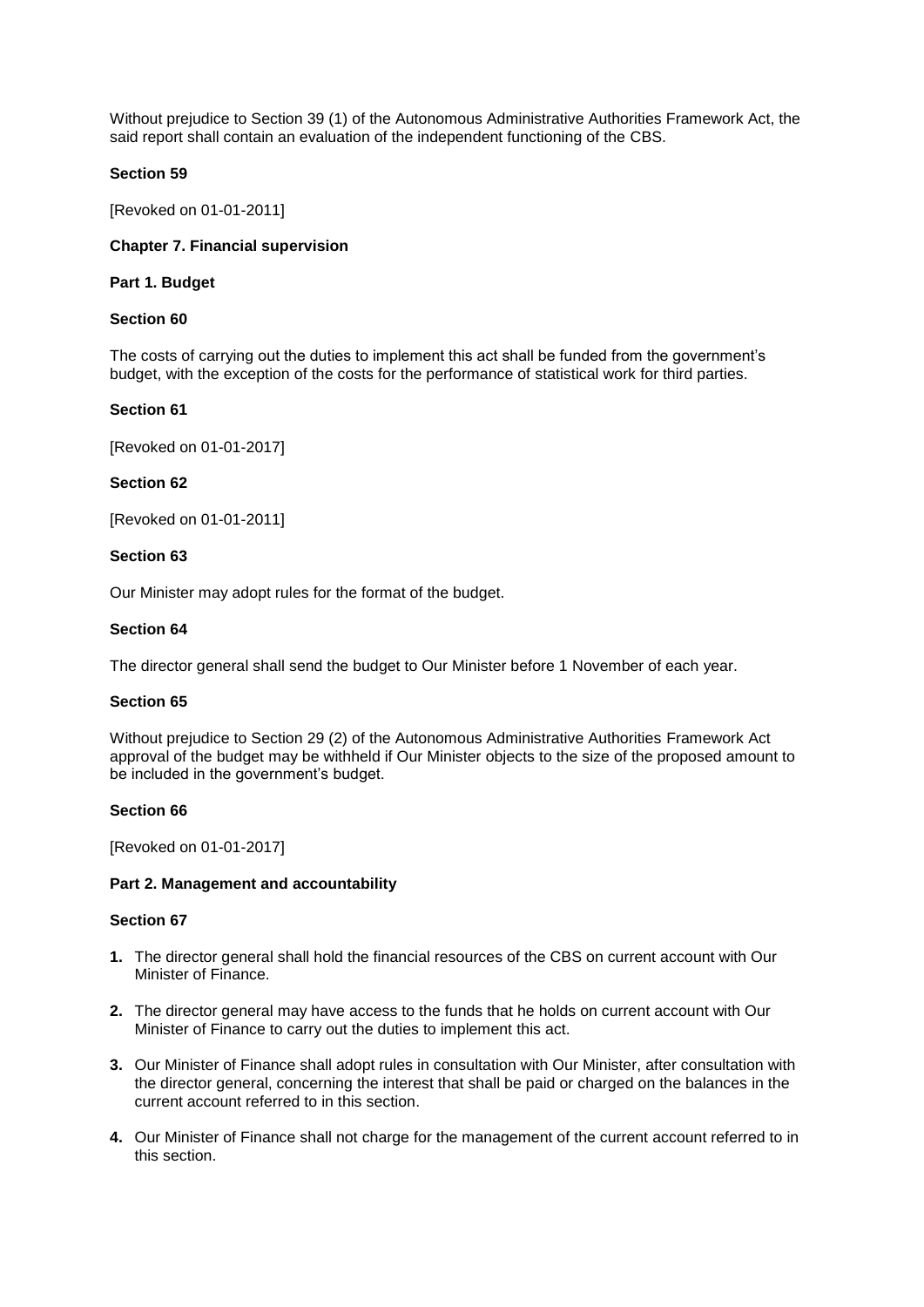Without prejudice to Section 39 (1) of the Autonomous Administrative Authorities Framework Act, the said report shall contain an evaluation of the independent functioning of the CBS.

**Section 59**

[Revoked on 01-01-2011]

**Chapter 7. Financial supervision**

**Part 1. Budget**

**Section 60**

The costs of carrying out the duties to implement this act shall be funded from the government's budget, with the exception of the costs for the performance of statistical work for third parties.

**Section 61**

[Revoked on 01-01-2017]

**Section 62**

[Revoked on 01-01-2011]

**Section 63**

Our Minister may adopt rules for the format of the budget.

**Section 64**

The director general shall send the budget to Our Minister before 1 November of each year.

**Section 65**

Without prejudice to Section 29 (2) of the Autonomous Administrative Authorities Framework Act approval of the budget may be withheld if Our Minister objects to the size of the proposed amount to be included in the government's budget.

**Section 66**

[Revoked on 01-01-2017]

**Part 2. Management and accountability**

**Section 67**

1. The director general shall hold the financial resources of the CBS on current account with Our Minister of Finance.
2. The director general may have access to the funds that he holds on current account with Our Minister of Finance to carry out the duties to implement this act.
3. Our Minister of Finance shall adopt rules in consultation with Our Minister, after consultation with the director general, concerning the interest that shall be paid or charged on the balances in the current account referred to in this section.
4. Our Minister of Finance shall not charge for the management of the current account referred to in this section.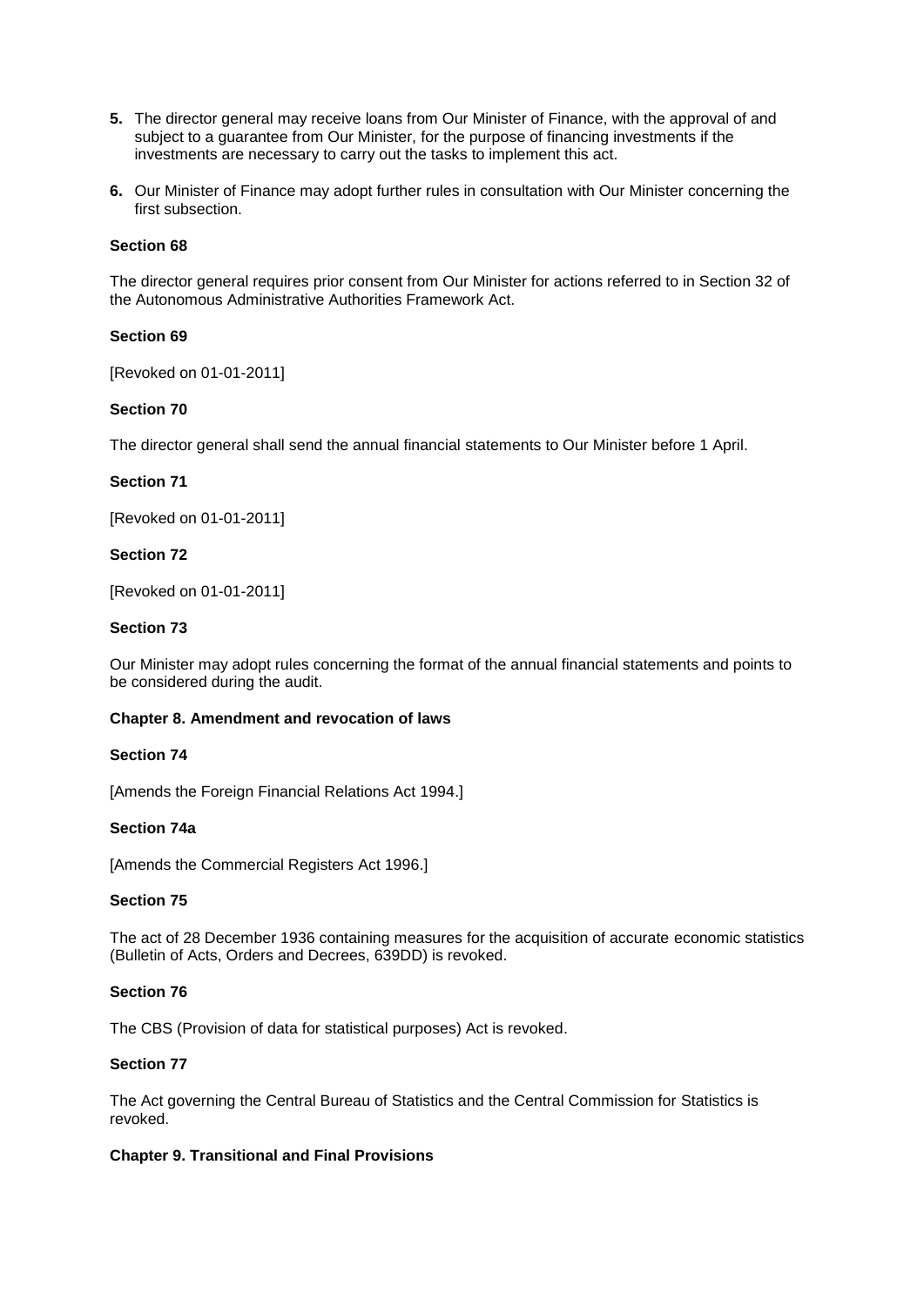**5.** The director general may receive loans from Our Minister of Finance, with the approval of and subject to a guarantee from Our Minister, for the purpose of financing investments if the investments are necessary to carry out the tasks to implement this act.

**6.** Our Minister of Finance may adopt further rules in consultation with Our Minister concerning the first subsection.

**Section 68**

The director general requires prior consent from Our Minister for actions referred to in Section 32 of the Autonomous Administrative Authorities Framework Act.

**Section 69**

[Revoked on 01-01-2011]

**Section 70**

The director general shall send the annual financial statements to Our Minister before 1 April.

**Section 71**

[Revoked on 01-01-2011]

**Section 72**

[Revoked on 01-01-2011]

**Section 73**

Our Minister may adopt rules concerning the format of the annual financial statements and points to be considered during the audit.

**Chapter 8. Amendment and revocation of laws**

**Section 74**

[Amends the Foreign Financial Relations Act 1994.]

**Section 74a**

[Amends the Commercial Registers Act 1996.]

**Section 75**

The act of 28 December 1936 containing measures for the acquisition of accurate economic statistics (Bulletin of Acts, Orders and Decrees, 639DD) is revoked.

**Section 76**

The CBS (Provision of data for statistical purposes) Act is revoked.

**Section 77**

The Act governing the Central Bureau of Statistics and the Central Commission for Statistics is revoked.

**Chapter 9. Transitional and Final Provisions**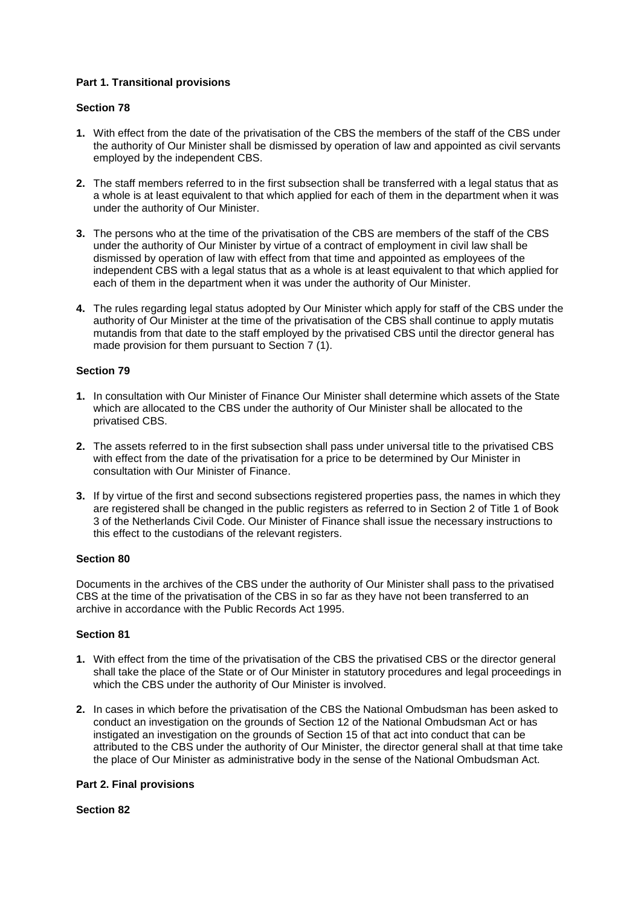**Part 1. Transitional provisions**

**Section 78**

1. With effect from the date of the privatisation of the CBS the members of the staff of the CBS under the authority of Our Minister shall be dismissed by operation of law and appointed as civil servants employed by the independent CBS.
2. The staff members referred to in the first subsection shall be transferred with a legal status that as a whole is at least equivalent to that which applied for each of them in the department when it was under the authority of Our Minister.
3. The persons who at the time of the privatisation of the CBS are members of the staff of the CBS under the authority of Our Minister by virtue of a contract of employment in civil law shall be dismissed by operation of law with effect from that time and appointed as employees of the independent CBS with a legal status that as a whole is at least equivalent to that which applied for each of them in the department when it was under the authority of Our Minister.
4. The rules regarding legal status adopted by Our Minister which apply for staff of the CBS under the authority of Our Minister at the time of the privatisation of the CBS shall continue to apply mutatis mutandis from that date to the staff employed by the privatised CBS until the director general has made provision for them pursuant to Section 7 (1).

**Section 79**

1. In consultation with Our Minister of Finance Our Minister shall determine which assets of the State which are allocated to the CBS under the authority of Our Minister shall be allocated to the privatised CBS.
2. The assets referred to in the first subsection shall pass under universal title to the privatised CBS with effect from the date of the privatisation for a price to be determined by Our Minister in consultation with Our Minister of Finance.
3. If by virtue of the first and second subsections registered properties pass, the names in which they are registered shall be changed in the public registers as referred to in Section 2 of Title 1 of Book 3 of the Netherlands Civil Code. Our Minister of Finance shall issue the necessary instructions to this effect to the custodians of the relevant registers.

**Section 80**

Documents in the archives of the CBS under the authority of Our Minister shall pass to the privatised CBS at the time of the privatisation of the CBS in so far as they have not been transferred to an archive in accordance with the Public Records Act 1995.

**Section 81**

1. With effect from the time of the privatisation of the CBS the privatised CBS or the director general shall take the place of the State or of Our Minister in statutory procedures and legal proceedings in which the CBS under the authority of Our Minister is involved.
2. In cases in which before the privatisation of the CBS the National Ombudsman has been asked to conduct an investigation on the grounds of Section 12 of the National Ombudsman Act or has instigated an investigation on the grounds of Section 15 of that act into conduct that can be attributed to the CBS under the authority of Our Minister, the director general shall at that time take the place of Our Minister as administrative body in the sense of the National Ombudsman Act.

**Part 2. Final provisions**

**Section 82**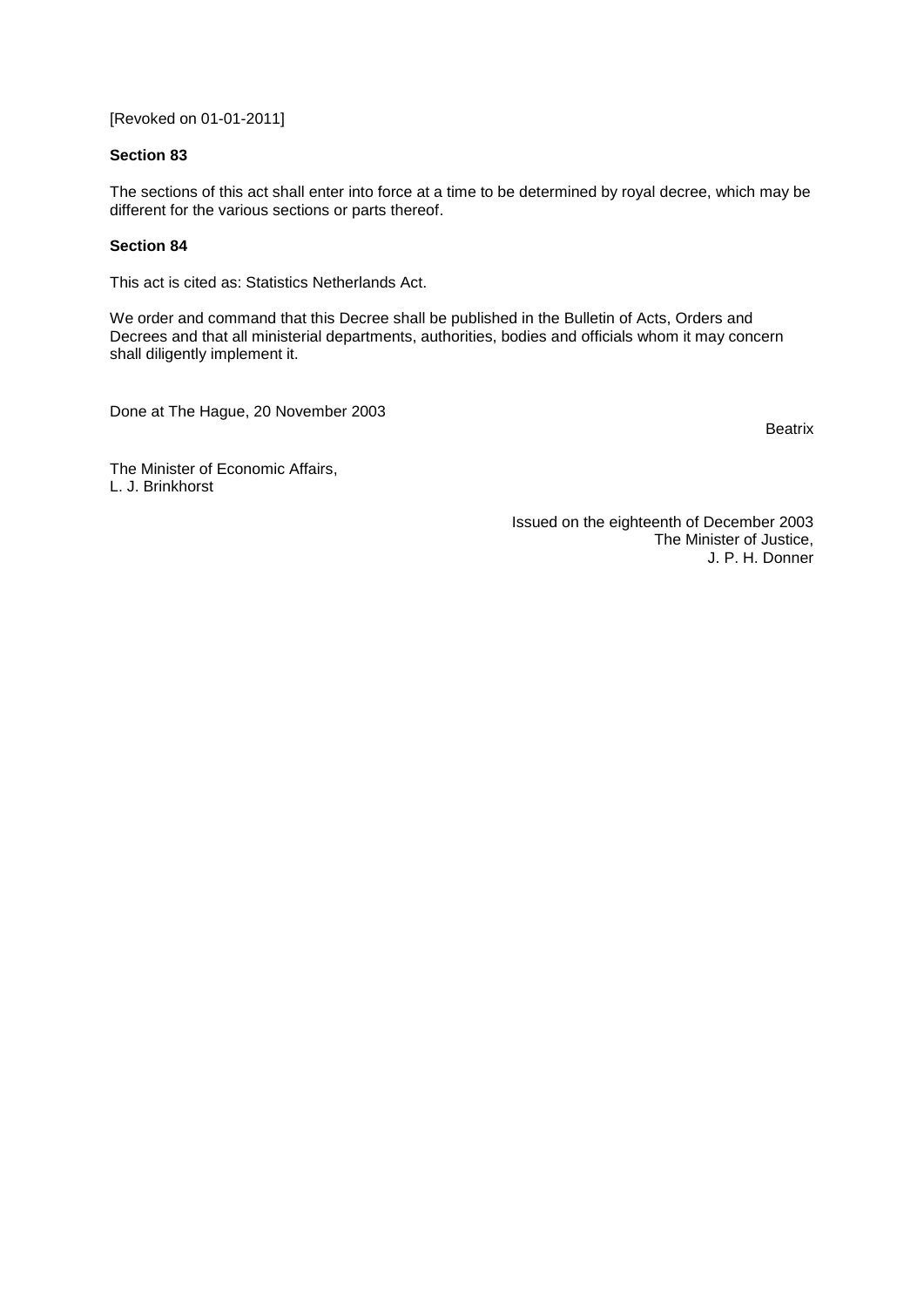[Revoked on 01-01-2011]

**Section 83**

The sections of this act shall enter into force at a time to be determined by royal decree, which may be different for the various sections or parts thereof.

**Section 84**

This act is cited as: Statistics Netherlands Act.

We order and command that this Decree shall be published in the Bulletin of Acts, Orders and Decrees and that all ministerial departments, authorities, bodies and officials whom it may concern shall diligently implement it.

Done at The Hague, 20 November 2003

Beatrix

The Minister of Economic Affairs,
L. J. Brinkhorst

Issued on the eighteenth of December 2003
The Minister of Justice,
J. P. H. Donner